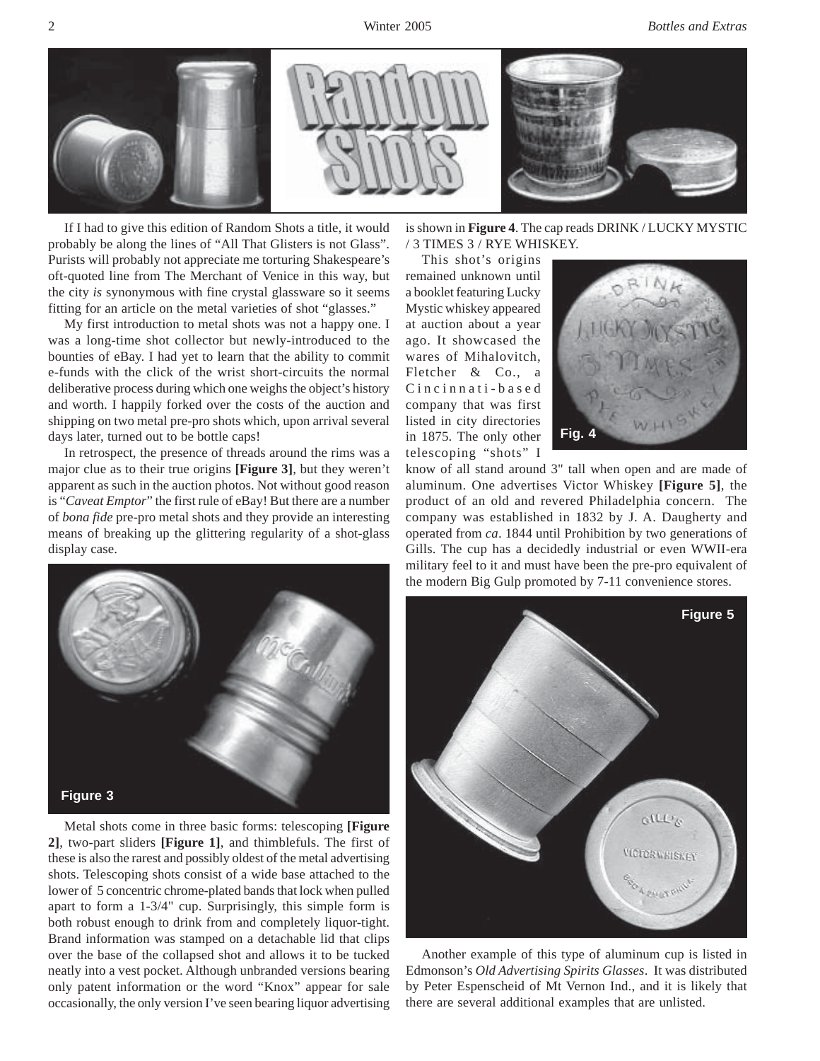# Random Shots

If I had to give this edition of Random Shots a title, it would probably be along the lines of "All That Glisters is not Glass". Purists will probably not appreciate me torturing Shakespeare's oft-quoted line from The Merchant of Venice in this way, but the city *is* synonymous with fine crystal glassware so it seems fitting for an article on the metal varieties of shot "glasses."

My first introduction to metal shots was not a happy one. I was a long-time shot collector but newly-introduced to the bounties of eBay. I had yet to learn that the ability to commit e-funds with the click of the wrist short-circuits the normal deliberative process during which one weighs the object's history and worth. I happily forked over the costs of the auction and shipping on two metal pre-pro shots which, upon arrival several days later, turned out to be bottle caps!

In retrospect, the presence of threads around the rims was a major clue as to their true origins **[Figure 3]**, but they weren't apparent as such in the auction photos. Not without good reason is "*Caveat Emptor*" the first rule of eBay! But there are a number of *bona fide* pre-pro metal shots and they provide an interesting means of breaking up the glittering regularity of a shot-glass display case.

Figure 3

Metal shots come in three basic forms: telescoping **[Figure 2]**, two-part sliders **[Figure 1]**, and thimblefuls. The first of these is also the rarest and possibly oldest of the metal advertising shots. Telescoping shots consist of a wide base attached to the lower of 5 concentric chrome-plated bands that lock when pulled apart to form a 1-3/4" cup. Surprisingly, this simple form is both robust enough to drink from and completely liquor-tight. Brand information was stamped on a detachable lid that clips over the base of the collapsed shot and allows it to be tucked neatly into a vest pocket. Although unbranded versions bearing only patent information or the word "Knox" appear for sale occasionally, the only version I've seen bearing liquor advertising is shown in **Figure 4**. The cap reads DRINK / LUCKY MYSTIC / 3 TIMES 3 / RYE WHISKEY.

Fig. 4

This shot's origins remained unknown until a booklet featuring Lucky Mystic whiskey appeared at auction about a year ago. It showcased the wares of Mihalovitch, Fletcher & Co., a Cincinnati-based company that was first listed in city directories in 1875. The only other telescoping "shots" I know of all stand around 3" tall when open and are made of aluminum. One advertises Victor Whiskey **[Figure 5]**, the product of an old and revered Philadelphia concern. The company was established in 1832 by J. A. Daugherty and operated from *ca*. 1844 until Prohibition by two generations of Gills. The cup has a decidedly industrial or even WWII-era military feel to it and must have been the pre-pro equivalent of the modern Big Gulp promoted by 7-11 convenience stores.

Figure 5

Another example of this type of aluminum cup is listed in Edmonson's *Old Advertising Spirits Glasses*. It was distributed by Peter Espenscheid of Mt Vernon Ind., and it is likely that there are several additional examples that are unlisted.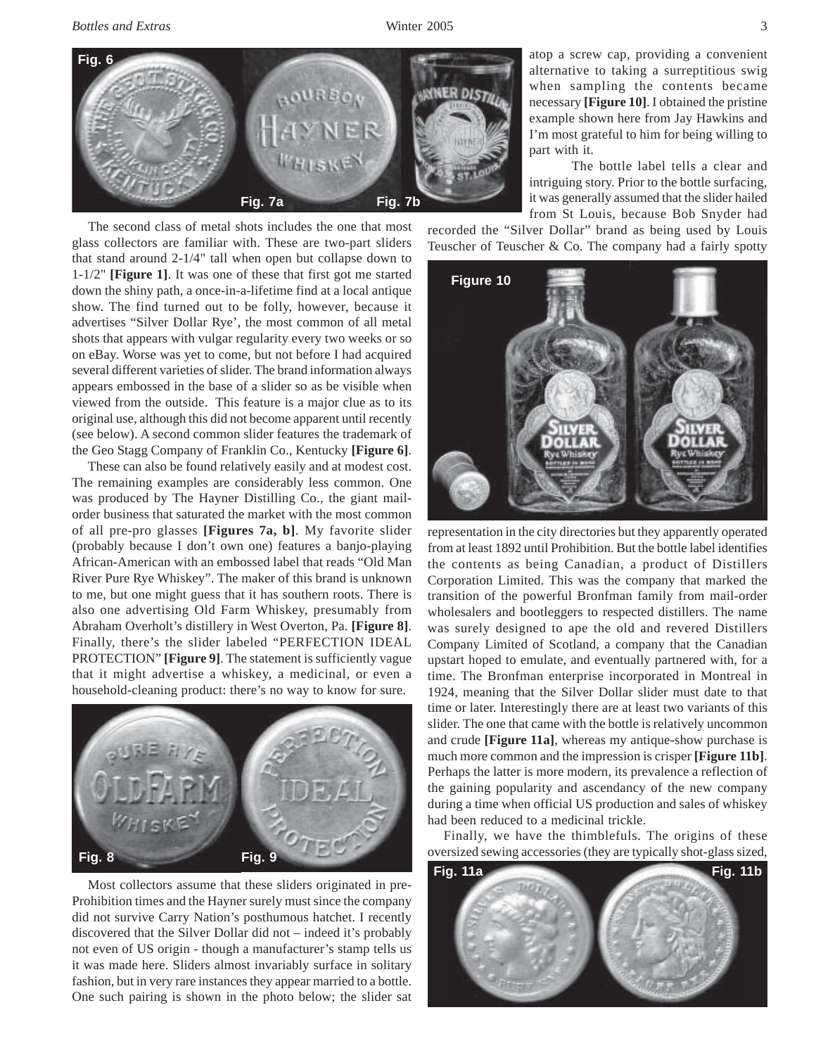The second class of metal shots includes the one that most glass collectors are familiar with. These are two-part sliders that stand around 2-1/4" tall when open but collapse down to 1-1/2" **[Figure 1]**. It was one of these that first got me started down the shiny path, a once-in-a-lifetime find at a local antique show. The find turned out to be folly, however, because it advertises "Silver Dollar Rye', the most common of all metal shots that appears with vulgar regularity every two weeks or so on eBay. Worse was yet to come, but not before I had acquired several different varieties of slider. The brand information always appears embossed in the base of a slider so as be visible when viewed from the outside. This feature is a major clue as to its original use, although this did not become apparent until recently (see below). A second common slider features the trademark of the Geo Stagg Company of Franklin Co., Kentucky **[Figure 6]**.

These can also be found relatively easily and at modest cost. The remaining examples are considerably less common. One was produced by The Hayner Distilling Co., the giant mail-order business that saturated the market with the most common of all pre-pro glasses **[Figures 7a, b]**. My favorite slider (probably because I don't own one) features a banjo-playing African-American with an embossed label that reads "Old Man River Pure Rye Whiskey". The maker of this brand is unknown to me, but one might guess that it has southern roots. There is also one advertising Old Farm Whiskey, presumably from Abraham Overholt's distillery in West Overton, Pa. **[Figure 8]**. Finally, there's the slider labeled "PERFECTION IDEAL PROTECTION" **[Figure 9]**. The statement is sufficiently vague that it might advertise a whiskey, a medicinal, or even a household-cleaning product: there's no way to know for sure.

Most collectors assume that these sliders originated in pre-Prohibition times and the Hayner surely must since the company did not survive Carry Nation's posthumous hatchet. I recently discovered that the Silver Dollar did not – indeed it's probably not even of US origin - though a manufacturer's stamp tells us it was made here. Sliders almost invariably surface in solitary fashion, but in very rare instances they appear married to a bottle. One such pairing is shown in the photo below; the slider sat atop a screw cap, providing a convenient alternative to taking a surreptitious swig when sampling the contents became necessary **[Figure 10]**. I obtained the pristine example shown here from Jay Hawkins and I'm most grateful to him for being willing to part with it.

The bottle label tells a clear and intriguing story. Prior to the bottle surfacing, it was generally assumed that the slider hailed from St Louis, because Bob Snyder had recorded the "Silver Dollar" brand as being used by Louis Teuscher of Teuscher & Co. The company had a fairly spotty representation in the city directories but they apparently operated from at least 1892 until Prohibition. But the bottle label identifies the contents as being Canadian, a product of Distillers Corporation Limited. This was the company that marked the transition of the powerful Bronfman family from mail-order wholesalers and bootleggers to respected distillers. The name was surely designed to ape the old and revered Distillers Company Limited of Scotland, a company that the Canadian upstart hoped to emulate, and eventually partnered with, for a time. The Bronfman enterprise incorporated in Montreal in 1924, meaning that the Silver Dollar slider must date to that time or later. Interestingly there are at least two variants of this slider. The one that came with the bottle is relatively uncommon and crude **[Figure 11a]**, whereas my antique-show purchase is much more common and the impression is crisper **[Figure 11b]**. Perhaps the latter is more modern, its prevalence a reflection of the gaining popularity and ascendancy of the new company during a time when official US production and sales of whiskey had been reduced to a medicinal trickle.

Finally, we have the thimblefuls. The origins of these oversized sewing accessories (they are typically shot-glass sized,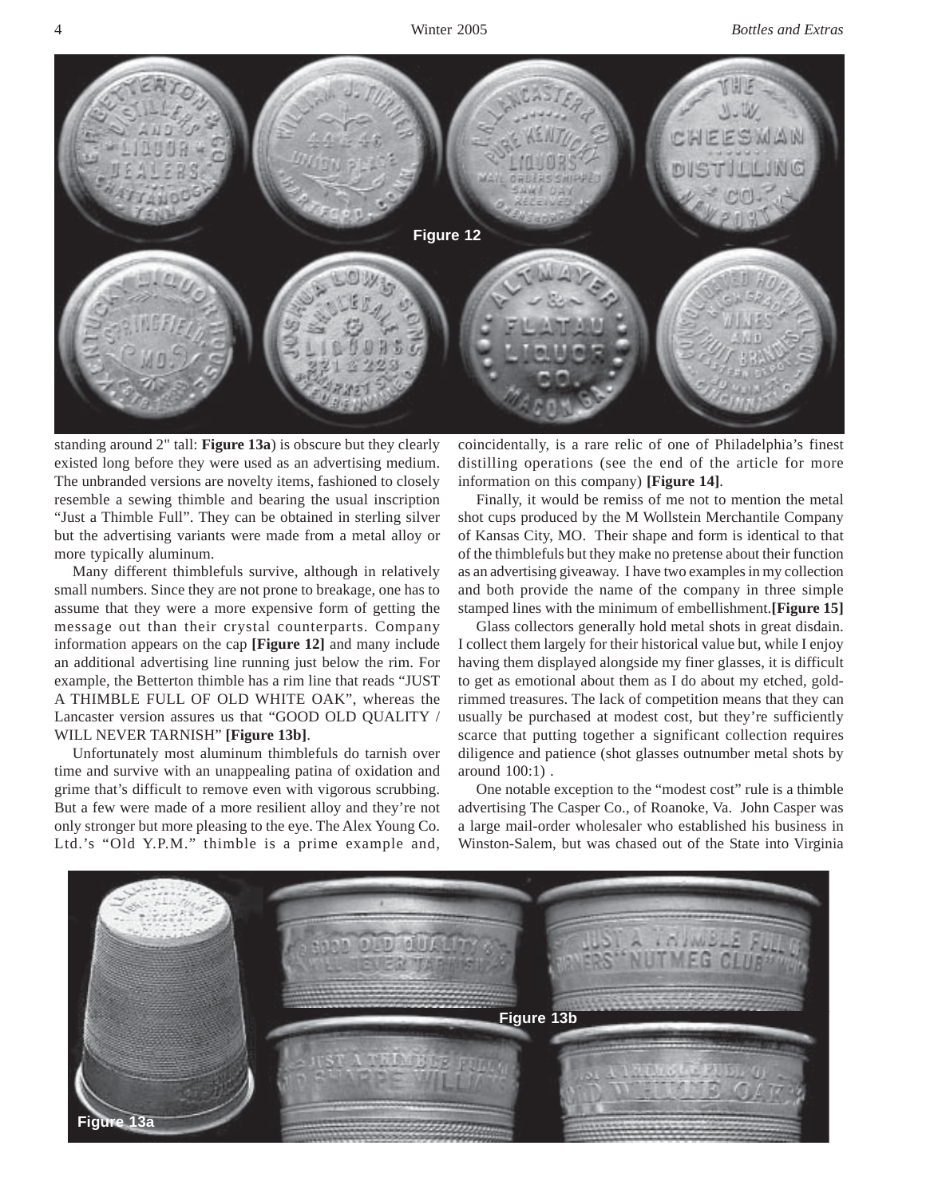Figure 12

standing around 2" tall: **Figure 13a**) is obscure but they clearly existed long before they were used as an advertising medium. The unbranded versions are novelty items, fashioned to closely resemble a sewing thimble and bearing the usual inscription "Just a Thimble Full". They can be obtained in sterling silver but the advertising variants were made from a metal alloy or more typically aluminum.

Many different thimblefuls survive, although in relatively small numbers. Since they are not prone to breakage, one has to assume that they were a more expensive form of getting the message out than their crystal counterparts. Company information appears on the cap **[Figure 12]** and many include an additional advertising line running just below the rim. For example, the Betterton thimble has a rim line that reads "JUST A THIMBLE FULL OF OLD WHITE OAK", whereas the Lancaster version assures us that "GOOD OLD QUALITY / WILL NEVER TARNISH" **[Figure 13b]**.

Unfortunately most aluminum thimblefuls do tarnish over time and survive with an unappealing patina of oxidation and grime that's difficult to remove even with vigorous scrubbing. But a few were made of a more resilient alloy and they're not only stronger but more pleasing to the eye. The Alex Young Co. Ltd.'s "Old Y.P.M." thimble is a prime example and, coincidentally, is a rare relic of one of Philadelphia's finest distilling operations (see the end of the article for more information on this company) **[Figure 14]**.

Finally, it would be remiss of me not to mention the metal shot cups produced by the M Wollstein Merchantile Company of Kansas City, MO. Their shape and form is identical to that of the thimblefuls but they make no pretense about their function as an advertising giveaway. I have two examples in my collection and both provide the name of the company in three simple stamped lines with the minimum of embellishment.**[Figure 15]**

Glass collectors generally hold metal shots in great disdain. I collect them largely for their historical value but, while I enjoy having them displayed alongside my finer glasses, it is difficult to get as emotional about them as I do about my etched, gold-rimmed treasures. The lack of competition means that they can usually be purchased at modest cost, but they're sufficiently scarce that putting together a significant collection requires diligence and patience (shot glasses outnumber metal shots by around 100:1) .

One notable exception to the "modest cost" rule is a thimble advertising The Casper Co., of Roanoke, Va. John Casper was a large mail-order wholesaler who established his business in Winston-Salem, but was chased out of the State into Virginia

Figure 13a

Figure 13b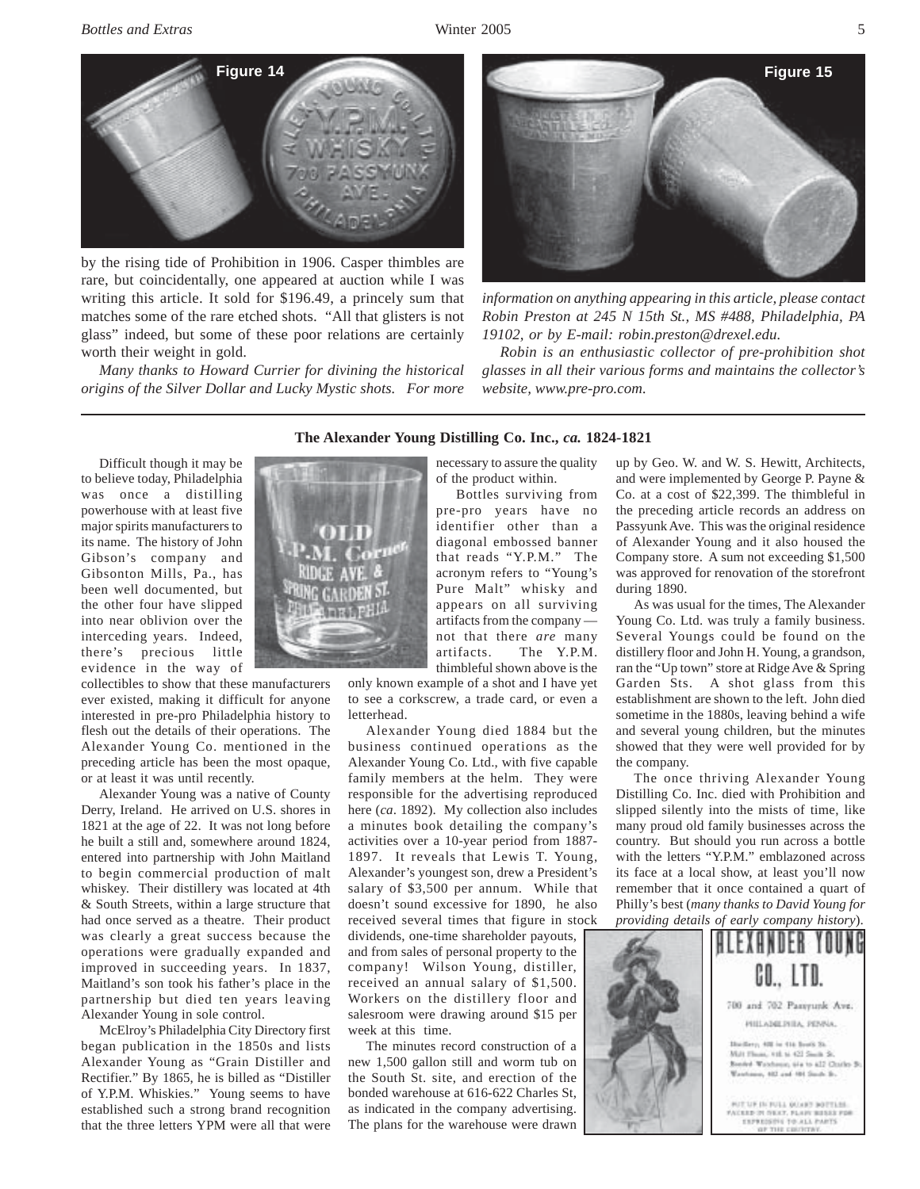Figure 14

Figure 15

by the rising tide of Prohibition in 1906. Casper thimbles are rare, but coincidentally, one appeared at auction while I was writing this article. It sold for $196.49, a princely sum that matches some of the rare etched shots. "All that glisters is not glass" indeed, but some of these poor relations are certainly worth their weight in gold.

*Many thanks to Howard Currier for divining the historical origins of the Silver Dollar and Lucky Mystic shots. For more information on anything appearing in this article, please contact Robin Preston at 245 N 15th St., MS #488, Philadelphia, PA 19102, or by E-mail: robin.preston@drexel.edu.*

*Robin is an enthusiastic collector of pre-prohibition shot glasses in all their various forms and maintains the collector's website, www.pre-pro.com.*

---

## The Alexander Young Distilling Co. Inc., *ca.* 1824-1821

Difficult though it may be to believe today, Philadelphia was once a distilling powerhouse with at least five major spirits manufacturers to its name. The history of John Gibson's company and Gibsonton Mills, Pa., has been well documented, but the other four have slipped into near oblivion over the interceding years. Indeed, there's precious little evidence in the way of collectibles to show that these manufacturers ever existed, making it difficult for anyone interested in pre-pro Philadelphia history to flesh out the details of their operations. The Alexander Young Co. mentioned in the preceding article has been the most opaque, or at least it was until recently.

Alexander Young was a native of County Derry, Ireland. He arrived on U.S. shores in 1821 at the age of 22. It was not long before he built a still and, somewhere around 1824, entered into partnership with John Maitland to begin commercial production of malt whiskey. Their distillery was located at 4th & South Streets, within a large structure that had once served as a theatre. Their product was clearly a great success because the operations were gradually expanded and improved in succeeding years. In 1837, Maitland's son took his father's place in the partnership but died ten years leaving Alexander Young in sole control.

McElroy's Philadelphia City Directory first began publication in the 1850s and lists Alexander Young as "Grain Distiller and Rectifier." By 1865, he is billed as "Distiller of Y.P.M. Whiskies." Young seems to have established such a strong brand recognition that the three letters YPM were all that were necessary to assure the quality of the product within.

Bottles surviving from pre-pro years have no identifier other than a diagonal embossed banner that reads "Y.P.M." The acronym refers to "Young's Pure Malt" whisky and appears on all surviving artifacts from the company — not that there *are* many artifacts. The Y.P.M. thimbleful shown above is the only known example of a shot and I have yet to see a corkscrew, a trade card, or even a letterhead.

Alexander Young died 1884 but the business continued operations as the Alexander Young Co. Ltd., with five capable family members at the helm. They were responsible for the advertising reproduced here (*ca*. 1892). My collection also includes a minutes book detailing the company's activities over a 10-year period from 1887-1897. It reveals that Lewis T. Young, Alexander's youngest son, drew a President's salary of $3,500 per annum. While that doesn't sound excessive for 1890, he also received several times that figure in stock dividends, one-time shareholder payouts, and from sales of personal property to the company! Wilson Young, distiller, received an annual salary of $1,500. Workers on the distillery floor and salesroom were drawing around $15 per week at this time.

The minutes record construction of a new 1,500 gallon still and worm tub on the South St. site, and erection of the bonded warehouse at 616-622 Charles St, as indicated in the company advertising. The plans for the warehouse were drawn up by Geo. W. and W. S. Hewitt, Architects, and were implemented by George P. Payne & Co. at a cost of $22,399. The thimbleful in the preceding article records an address on Passyunk Ave. This was the original residence of Alexander Young and it also housed the Company store. A sum not exceeding $1,500 was approved for renovation of the storefront during 1890.

As was usual for the times, The Alexander Young Co. Ltd. was truly a family business. Several Youngs could be found on the distillery floor and John H. Young, a grandson, ran the "Up town" store at Ridge Ave & Spring Garden Sts. A shot glass from this establishment are shown to the left. John died sometime in the 1880s, leaving behind a wife and several young children, but the minutes showed that they were well provided for by the company.

The once thriving Alexander Young Distilling Co. Inc. died with Prohibition and slipped silently into the mists of time, like many proud old family businesses across the country. But should you run across a bottle with the letters "Y.P.M." emblazoned across its face at a local show, at least you'll now remember that it once contained a quart of Philly's best (*many thanks to David Young for providing details of early company history*).